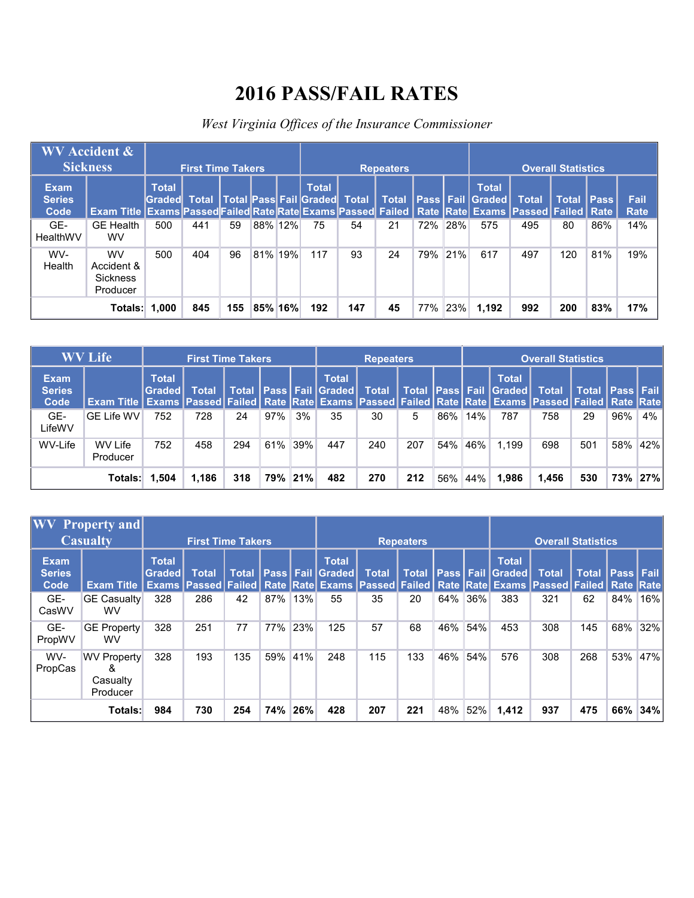# 2016 PASS/FAIL RATES

*West Virginia Offices of the Insurance Commissioner*

| WV Accident & Sickness | | First Time Takers | | | | | Repeaters | | | | | Overall Statistics | | | | |
|---|---|---|---|---|---|---|---|---|---|---|---|---|---|---|---|---|
| Exam Series Code | Exam Title | Total Graded Exams | Total Passed | Total Failed | Pass Rate | Fail Rate | Total Graded Exams | Total Passed | Total Failed | Pass Rate | Fail Rate | Total Graded Exams | Total Passed | Total Failed | Pass Rate | Fail Rate |
| GE-HealthWV | GE Health WV | 500 | 441 | 59 | 88% | 12% | 75 | 54 | 21 | 72% | 28% | 575 | 495 | 80 | 86% | 14% |
| WV-Health | WV Accident & Sickness Producer | 500 | 404 | 96 | 81% | 19% | 117 | 93 | 24 | 79% | 21% | 617 | 497 | 120 | 81% | 19% |
| | **Totals:** | **1,000** | **845** | **155** | **85%** | **16%** | **192** | **147** | **45** | 77% | 23% | **1,192** | **992** | **200** | **83%** | **17%** |

| WV Life | | First Time Takers | | | | | Repeaters | | | | | Overall Statistics | | | | |
|---|---|---|---|---|---|---|---|---|---|---|---|---|---|---|---|---|
| Exam Series Code | Exam Title | Total Graded Exams | Total Passed | Total Failed | Pass Rate | Fail Rate | Total Graded Exams | Total Passed | Total Failed | Pass Rate | Fail Rate | Total Graded Exams | Total Passed | Total Failed | Pass Rate | Fail Rate |
| GE-LifeWV | GE Life WV | 752 | 728 | 24 | 97% | 3% | 35 | 30 | 5 | 86% | 14% | 787 | 758 | 29 | 96% | 4% |
| WV-Life | WV Life Producer | 752 | 458 | 294 | 61% | 39% | 447 | 240 | 207 | 54% | 46% | 1,199 | 698 | 501 | 58% | 42% |
| | **Totals:** | **1,504** | **1,186** | **318** | **79%** | **21%** | **482** | **270** | **212** | 56% | 44% | **1,986** | **1,456** | **530** | **73%** | **27%** |

| WV Property and Casualty | | First Time Takers | | | | | Repeaters | | | | | Overall Statistics | | | | |
|---|---|---|---|---|---|---|---|---|---|---|---|---|---|---|---|---|
| Exam Series Code | Exam Title | Total Graded Exams | Total Passed | Total Failed | Pass Rate | Fail Rate | Total Graded Exams | Total Passed | Total Failed | Pass Rate | Fail Rate | Total Graded Exams | Total Passed | Total Failed | Pass Rate | Fail Rate |
| GE-CasWV | GE Casualty WV | 328 | 286 | 42 | 87% | 13% | 55 | 35 | 20 | 64% | 36% | 383 | 321 | 62 | 84% | 16% |
| GE-PropWV | GE Property WV | 328 | 251 | 77 | 77% | 23% | 125 | 57 | 68 | 46% | 54% | 453 | 308 | 145 | 68% | 32% |
| WV-PropCas | WV Property & Casualty Producer | 328 | 193 | 135 | 59% | 41% | 248 | 115 | 133 | 46% | 54% | 576 | 308 | 268 | 53% | 47% |
| | **Totals:** | **984** | **730** | **254** | **74%** | **26%** | **428** | **207** | **221** | 48% | 52% | **1,412** | **937** | **475** | **66%** | **34%** |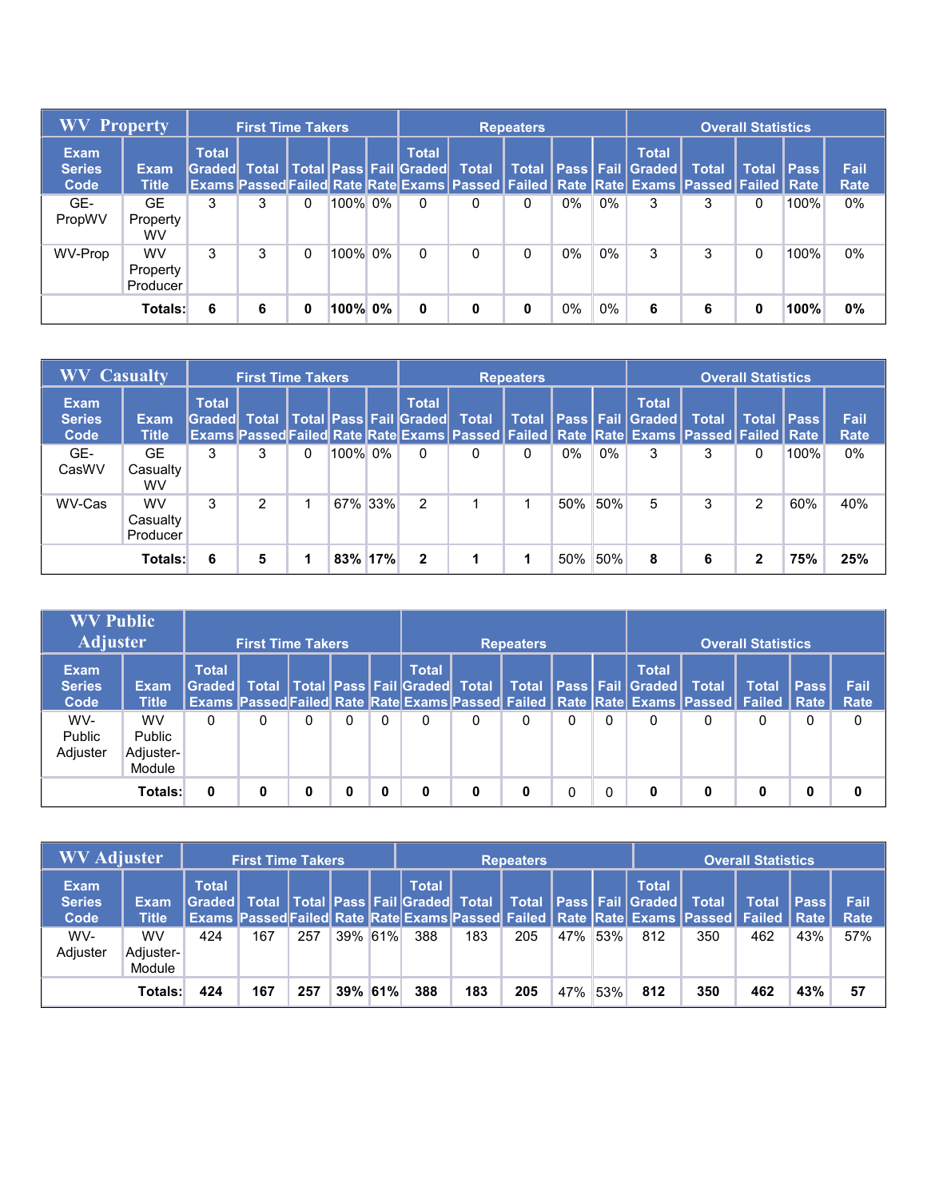| WV Property | | First Time Takers | | | | | Repeaters | | | | | Overall Statistics | | | | |
|---|---|---|---|---|---|---|---|---|---|---|---|---|---|---|---|---|
| Exam Series Code | Exam Title | Total Graded Exams | Total Passed | Total Failed | Pass Rate | Fail Rate | Total Graded Exams | Total Passed | Total Failed | Pass Rate | Fail Rate | Total Graded Exams | Total Passed | Total Failed | Pass Rate | Fail Rate |
| GE-PropWV | GE Property WV | 3 | 3 | 0 | 100% | 0% | 0 | 0 | 0 | 0% | 0% | 3 | 3 | 0 | 100% | 0% |
| WV-Prop | WV Property Producer | 3 | 3 | 0 | 100% | 0% | 0 | 0 | 0 | 0% | 0% | 3 | 3 | 0 | 100% | 0% |
| | **Totals:** | **6** | **6** | **0** | **100%** | **0%** | **0** | **0** | **0** | 0% | 0% | **6** | **6** | **0** | **100%** | **0%** |

| WV Casualty | | First Time Takers | | | | | Repeaters | | | | | Overall Statistics | | | | |
|---|---|---|---|---|---|---|---|---|---|---|---|---|---|---|---|---|
| Exam Series Code | Exam Title | Total Graded Exams | Total Passed | Total Failed | Pass Rate | Fail Rate | Total Graded Exams | Total Passed | Total Failed | Pass Rate | Fail Rate | Total Graded Exams | Total Passed | Total Failed | Pass Rate | Fail Rate |
| GE-CasWV | GE Casualty WV | 3 | 3 | 0 | 100% | 0% | 0 | 0 | 0 | 0% | 0% | 3 | 3 | 0 | 100% | 0% |
| WV-Cas | WV Casualty Producer | 3 | 2 | 1 | 67% | 33% | 2 | 1 | 1 | 50% | 50% | 5 | 3 | 2 | 60% | 40% |
| | **Totals:** | **6** | **5** | **1** | **83%** | **17%** | **2** | **1** | **1** | 50% | 50% | **8** | **6** | **2** | **75%** | **25%** |

| WV Public Adjuster | | First Time Takers | | | | | Repeaters | | | | | Overall Statistics | | | | |
|---|---|---|---|---|---|---|---|---|---|---|---|---|---|---|---|---|
| Exam Series Code | Exam Title | Total Graded Exams | Total Passed | Total Failed | Pass Rate | Fail Rate | Total Graded Exams | Total Passed | Total Failed | Pass Rate | Fail Rate | Total Graded Exams | Total Passed | Total Failed | Pass Rate | Fail Rate |
| WV-Public Adjuster | WV Public Adjuster-Module | 0 | 0 | 0 | 0 | 0 | 0 | 0 | 0 | 0 | 0 | 0 | 0 | 0 | 0 | 0 |
| | **Totals:** | **0** | **0** | **0** | **0** | **0** | **0** | **0** | **0** | 0 | 0 | **0** | **0** | **0** | **0** | **0** |

| WV Adjuster | | First Time Takers | | | | | Repeaters | | | | | Overall Statistics | | | | |
|---|---|---|---|---|---|---|---|---|---|---|---|---|---|---|---|---|
| Exam Series Code | Exam Title | Total Graded Exams | Total Passed | Total Failed | Pass Rate | Fail Rate | Total Graded Exams | Total Passed | Total Failed | Pass Rate | Fail Rate | Total Graded Exams | Total Passed | Total Failed | Pass Rate | Fail Rate |
| WV-Adjuster | WV Adjuster-Module | 424 | 167 | 257 | 39% | 61% | 388 | 183 | 205 | 47% | 53% | 812 | 350 | 462 | 43% | 57% |
| | **Totals:** | **424** | **167** | **257** | **39%** | **61%** | **388** | **183** | **205** | 47% | 53% | **812** | **350** | **462** | **43%** | **57** |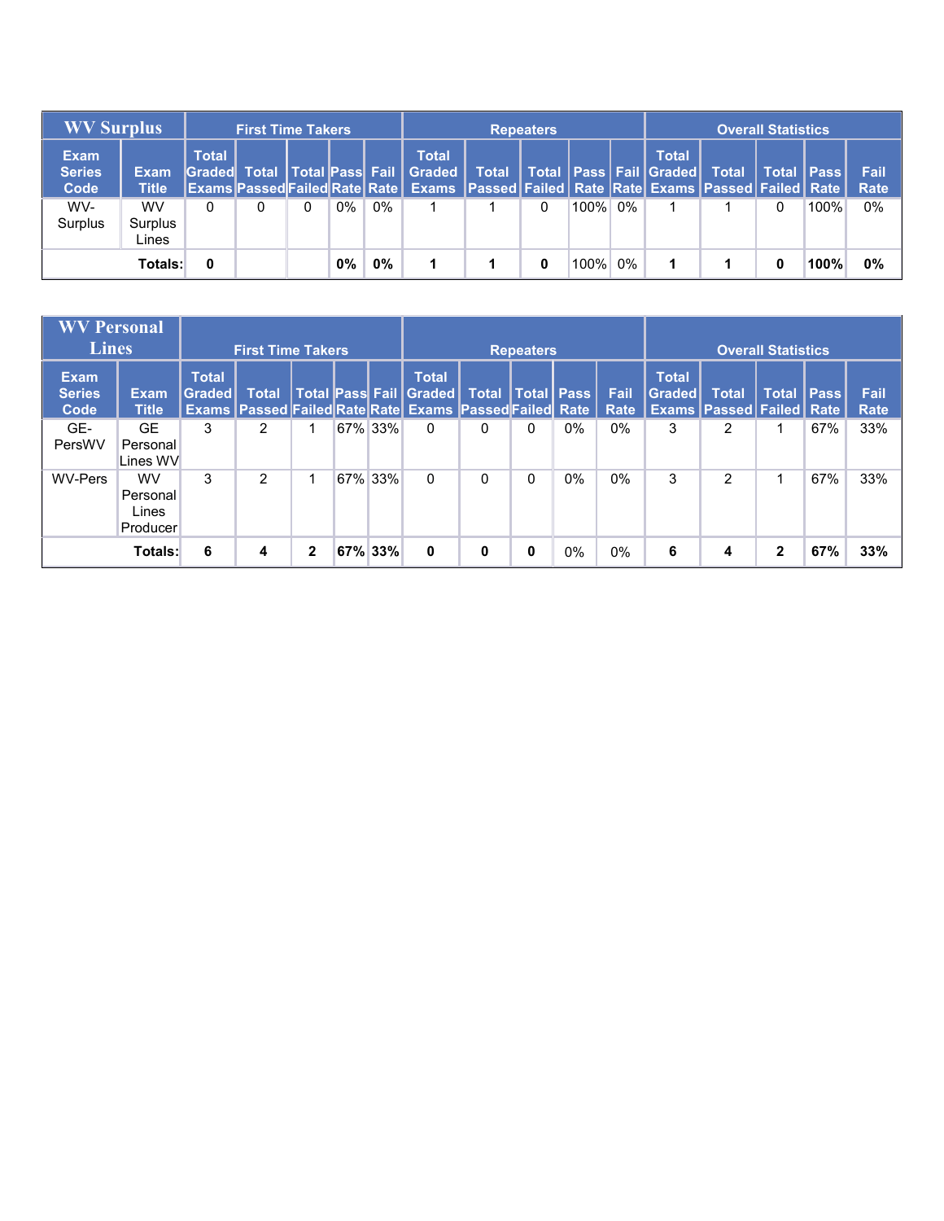| WV Surplus | | First Time Takers | | | | | Repeaters | | | | | Overall Statistics | | | | |
|---|---|---|---|---|---|---|---|---|---|---|---|---|---|---|---|---|
| Exam Series Code | Exam Title | Total Graded Exams | Total Passed | Total Failed | Pass Rate | Fail Rate | Total Graded Exams | Total Passed | Total Failed | Pass Rate | Fail Rate | Total Graded Exams | Total Passed | Total Failed | Pass Rate | Fail Rate |
| WV-Surplus | WV Surplus Lines | 0 | 0 | 0 | 0% | 0% | 1 | 1 | 0 | 100% | 0% | 1 | 1 | 0 | 100% | 0% |
| | **Totals:** | **0** | | | **0%** | **0%** | **1** | **1** | **0** | 100% | 0% | **1** | **1** | **0** | **100%** | **0%** |

| WV Personal Lines | | First Time Takers | | | | | Repeaters | | | | | Overall Statistics | | | | |
|---|---|---|---|---|---|---|---|---|---|---|---|---|---|---|---|---|
| Exam Series Code | Exam Title | Total Graded Exams | Total Passed | Total Failed | Pass Rate | Fail Rate | Total Graded Exams | Total Passed | Total Failed | Pass Rate | Fail Rate | Total Graded Exams | Total Passed | Total Failed | Pass Rate | Fail Rate |
| GE-PersWV | GE Personal Lines WV | 3 | 2 | 1 | 67% | 33% | 0 | 0 | 0 | 0% | 0% | 3 | 2 | 1 | 67% | 33% |
| WV-Pers | WV Personal Lines Producer | 3 | 2 | 1 | 67% | 33% | 0 | 0 | 0 | 0% | 0% | 3 | 2 | 1 | 67% | 33% |
| | **Totals:** | **6** | **4** | **2** | **67%** | **33%** | **0** | **0** | **0** | 0% | 0% | **6** | **4** | **2** | **67%** | **33%** |